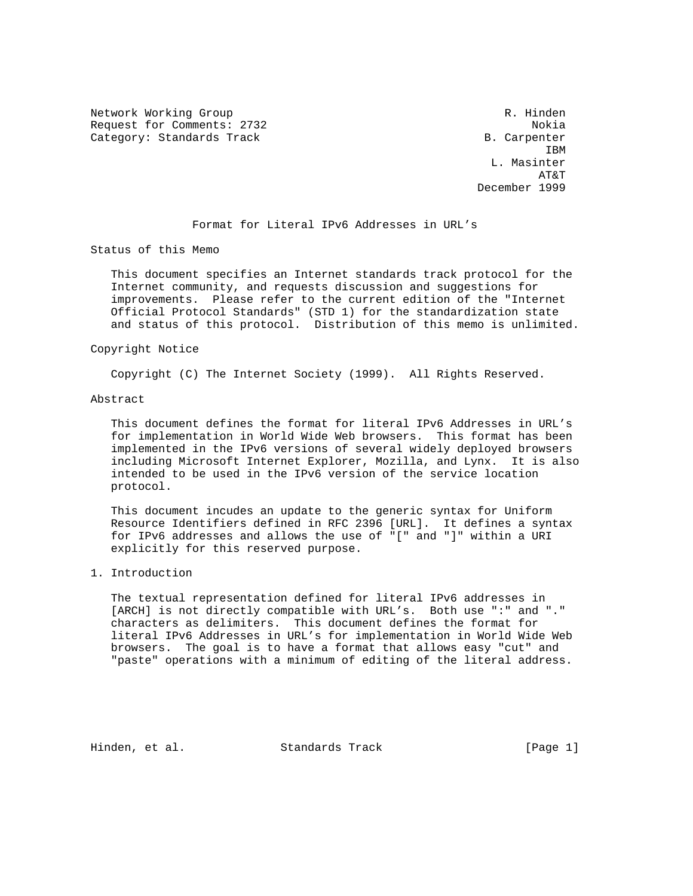Network Working Group R. Hinden
Request for Comments: 2732 Nokia
Category: Standards Track B. Carpenter
IBM
L. Masinter
AT&T
December 1999

# Format for Literal IPv6 Addresses in URL's

## Status of this Memo

This document specifies an Internet standards track protocol for the Internet community, and requests discussion and suggestions for improvements. Please refer to the current edition of the "Internet Official Protocol Standards" (STD 1) for the standardization state and status of this protocol. Distribution of this memo is unlimited.

## Copyright Notice

Copyright (C) The Internet Society (1999). All Rights Reserved.

## Abstract

This document defines the format for literal IPv6 Addresses in URL's for implementation in World Wide Web browsers. This format has been implemented in the IPv6 versions of several widely deployed browsers including Microsoft Internet Explorer, Mozilla, and Lynx. It is also intended to be used in the IPv6 version of the service location protocol.

This document incudes an update to the generic syntax for Uniform Resource Identifiers defined in RFC 2396 [URL]. It defines a syntax for IPv6 addresses and allows the use of "[" and "]" within a URI explicitly for this reserved purpose.

## 1. Introduction

The textual representation defined for literal IPv6 addresses in [ARCH] is not directly compatible with URL's. Both use ":" and "." characters as delimiters. This document defines the format for literal IPv6 Addresses in URL's for implementation in World Wide Web browsers. The goal is to have a format that allows easy "cut" and "paste" operations with a minimum of editing of the literal address.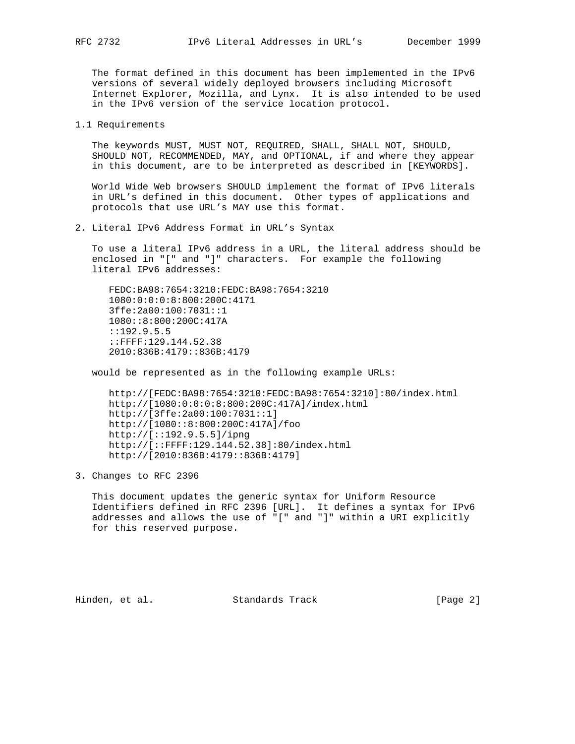The format defined in this document has been implemented in the IPv6 versions of several widely deployed browsers including Microsoft Internet Explorer, Mozilla, and Lynx. It is also intended to be used in the IPv6 version of the service location protocol.

## 1.1 Requirements

The keywords MUST, MUST NOT, REQUIRED, SHALL, SHALL NOT, SHOULD, SHOULD NOT, RECOMMENDED, MAY, and OPTIONAL, if and where they appear in this document, are to be interpreted as described in [KEYWORDS].

World Wide Web browsers SHOULD implement the format of IPv6 literals in URL's defined in this document. Other types of applications and protocols that use URL's MAY use this format.

## 2. Literal IPv6 Address Format in URL's Syntax

To use a literal IPv6 address in a URL, the literal address should be enclosed in "[" and "]" characters. For example the following literal IPv6 addresses:

```
FEDC:BA98:7654:3210:FEDC:BA98:7654:3210
1080:0:0:0:8:800:200C:4171
3ffe:2a00:100:7031::1
1080::8:800:200C:417A
::192.9.5.5
::FFFF:129.144.52.38
2010:836B:4179::836B:4179
```

would be represented as in the following example URLs:

```
http://[FEDC:BA98:7654:3210:FEDC:BA98:7654:3210]:80/index.html
http://[1080:0:0:0:8:800:200C:417A]/index.html
http://[3ffe:2a00:100:7031::1]
http://[1080::8:800:200C:417A]/foo
http://[::192.9.5.5]/ipng
http://[::FFFF:129.144.52.38]:80/index.html
http://[2010:836B:4179::836B:4179]
```

## 3. Changes to RFC 2396

This document updates the generic syntax for Uniform Resource Identifiers defined in RFC 2396 [URL]. It defines a syntax for IPv6 addresses and allows the use of "[" and "]" within a URI explicitly for this reserved purpose.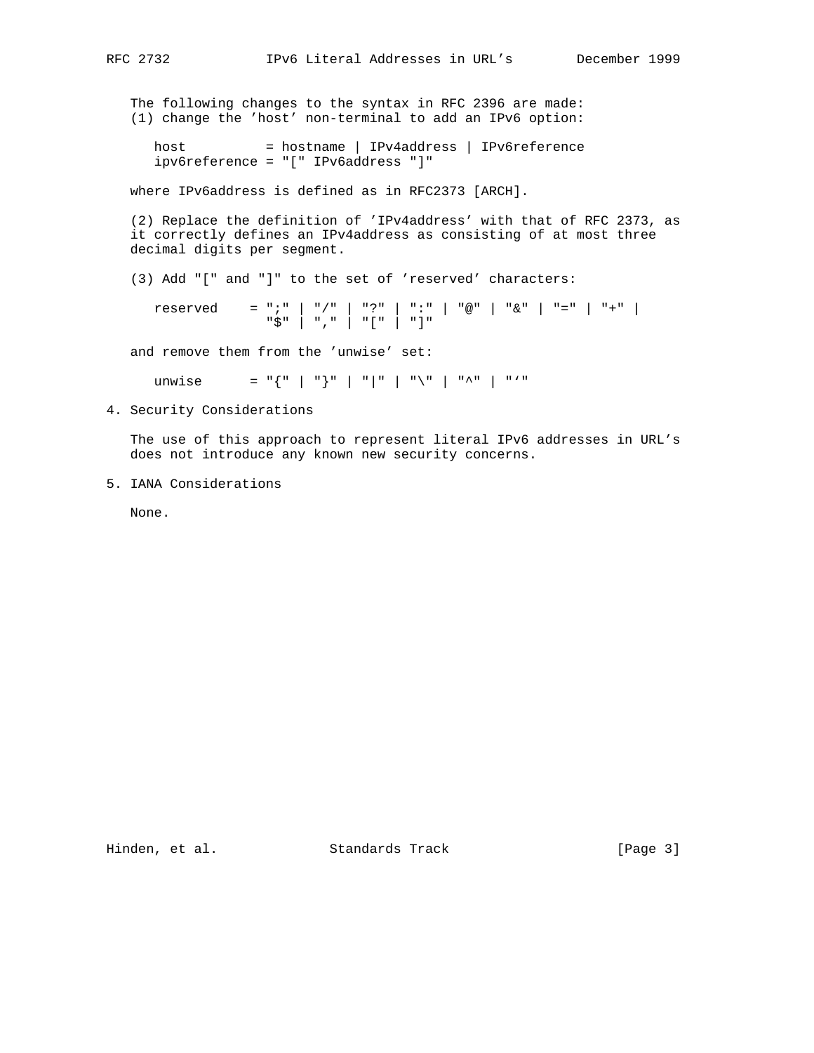The following changes to the syntax in RFC 2396 are made:
(1) change the 'host' non-terminal to add an IPv6 option:

```
host          = hostname | IPv4address | IPv6reference
ipv6reference = "[" IPv6address "]"
```

where IPv6address is defined as in RFC2373 [ARCH].

(2) Replace the definition of 'IPv4address' with that of RFC 2373, as it correctly defines an IPv4address as consisting of at most three decimal digits per segment.

(3) Add "[" and "]" to the set of 'reserved' characters:

```
reserved    = ";" | "/" | "?" | ":" | "@" | "&" | "=" | "+" |
              "$" | "," | "[" | "]"
```

and remove them from the 'unwise' set:

```
unwise      = "{" | "}" | "|" | "\" | "^" | "`"
```

## 4. Security Considerations

The use of this approach to represent literal IPv6 addresses in URL's does not introduce any known new security concerns.

## 5. IANA Considerations

None.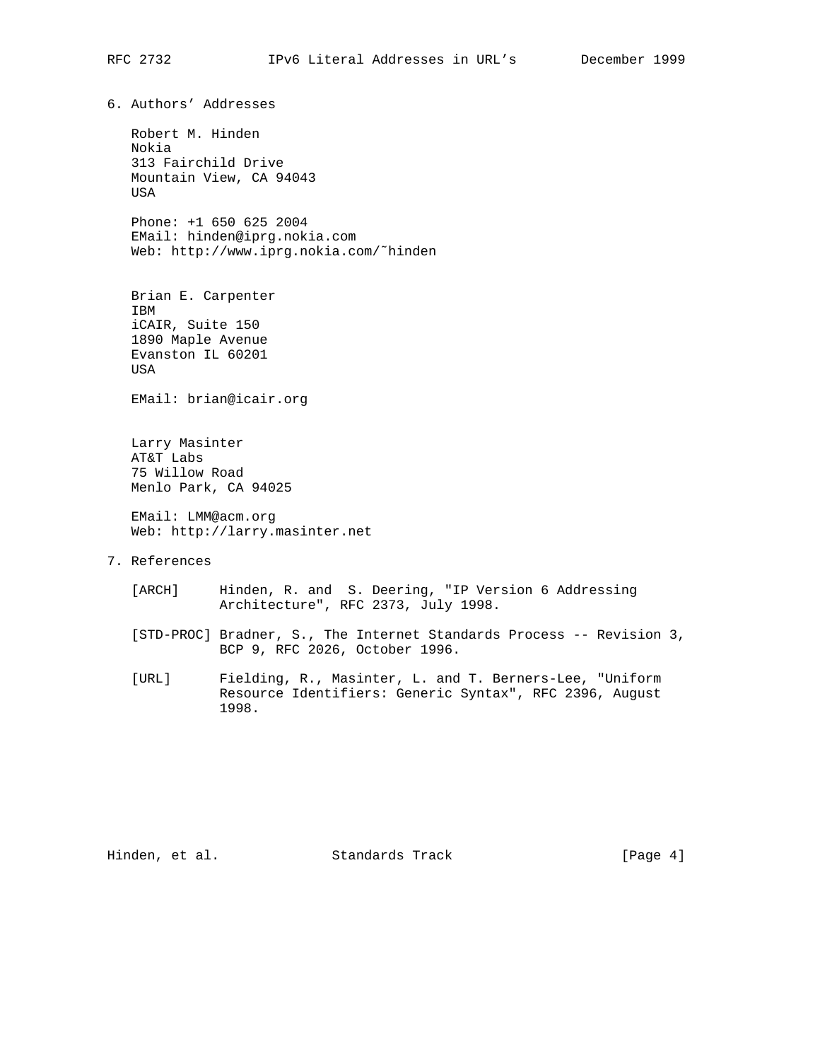## 6. Authors' Addresses

Robert M. Hinden
Nokia
313 Fairchild Drive
Mountain View, CA 94043
USA

Phone: +1 650 625 2004
EMail: hinden@iprg.nokia.com
Web: http://www.iprg.nokia.com/~hinden

Brian E. Carpenter
IBM
iCAIR, Suite 150
1890 Maple Avenue
Evanston IL 60201
USA

EMail: brian@icair.org

Larry Masinter
AT&T Labs
75 Willow Road
Menlo Park, CA 94025

EMail: LMM@acm.org
Web: http://larry.masinter.net

## 7. References

[ARCH] Hinden, R. and S. Deering, "IP Version 6 Addressing Architecture", RFC 2373, July 1998.

[STD-PROC] Bradner, S., The Internet Standards Process -- Revision 3, BCP 9, RFC 2026, October 1996.

[URL] Fielding, R., Masinter, L. and T. Berners-Lee, "Uniform Resource Identifiers: Generic Syntax", RFC 2396, August 1998.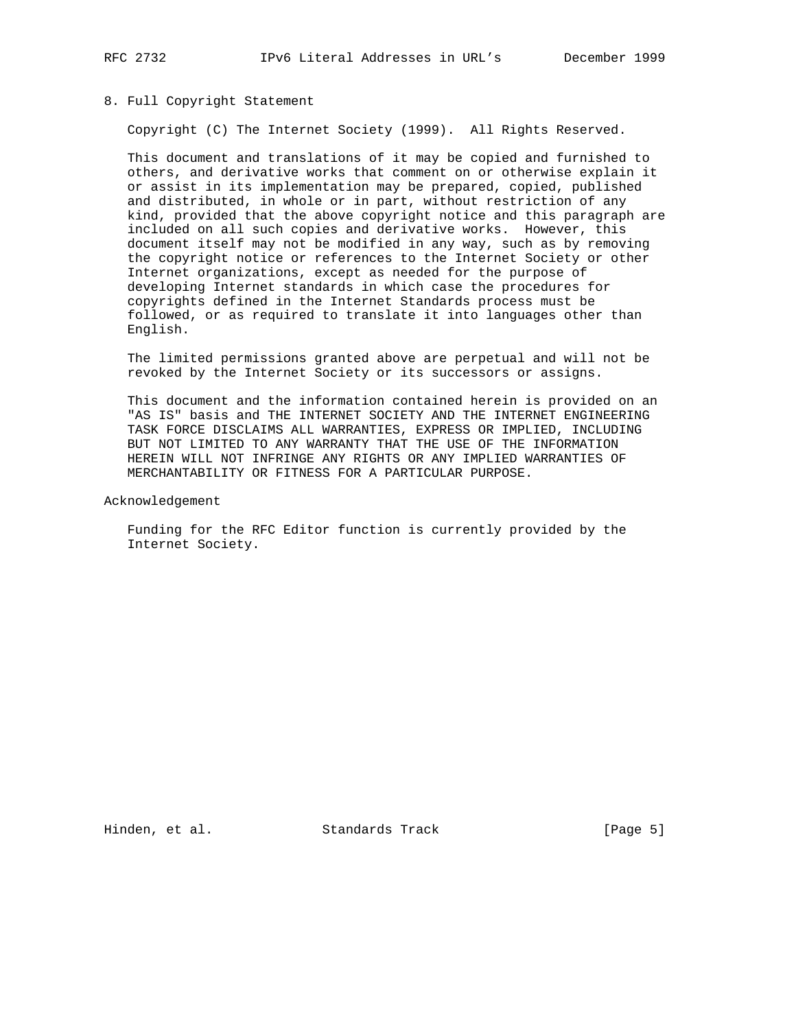## 8. Full Copyright Statement

Copyright (C) The Internet Society (1999). All Rights Reserved.

This document and translations of it may be copied and furnished to others, and derivative works that comment on or otherwise explain it or assist in its implementation may be prepared, copied, published and distributed, in whole or in part, without restriction of any kind, provided that the above copyright notice and this paragraph are included on all such copies and derivative works. However, this document itself may not be modified in any way, such as by removing the copyright notice or references to the Internet Society or other Internet organizations, except as needed for the purpose of developing Internet standards in which case the procedures for copyrights defined in the Internet Standards process must be followed, or as required to translate it into languages other than English.

The limited permissions granted above are perpetual and will not be revoked by the Internet Society or its successors or assigns.

This document and the information contained herein is provided on an "AS IS" basis and THE INTERNET SOCIETY AND THE INTERNET ENGINEERING TASK FORCE DISCLAIMS ALL WARRANTIES, EXPRESS OR IMPLIED, INCLUDING BUT NOT LIMITED TO ANY WARRANTY THAT THE USE OF THE INFORMATION HEREIN WILL NOT INFRINGE ANY RIGHTS OR ANY IMPLIED WARRANTIES OF MERCHANTABILITY OR FITNESS FOR A PARTICULAR PURPOSE.

## Acknowledgement

Funding for the RFC Editor function is currently provided by the Internet Society.